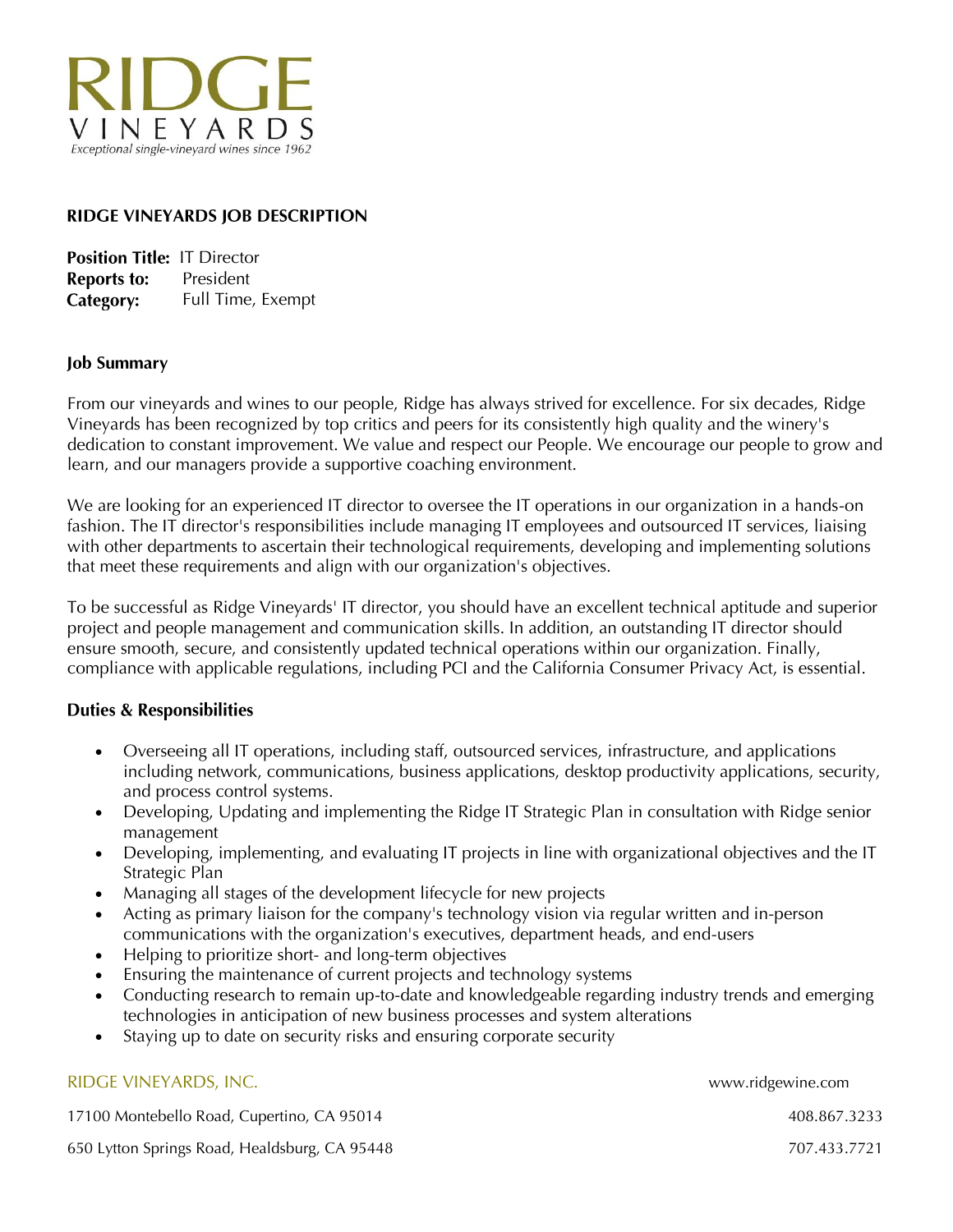# RIDGE VINEYARDS

*Exceptional single-vineyard wines since 1962*

## RIDGE VINEYARDS JOB DESCRIPTION

**Position Title:** IT Director
**Reports to:** President
**Category:** Full Time, Exempt

### Job Summary

From our vineyards and wines to our people, Ridge has always strived for excellence. For six decades, Ridge Vineyards has been recognized by top critics and peers for its consistently high quality and the winery's dedication to constant improvement. We value and respect our People. We encourage our people to grow and learn, and our managers provide a supportive coaching environment.

We are looking for an experienced IT director to oversee the IT operations in our organization in a hands-on fashion. The IT director's responsibilities include managing IT employees and outsourced IT services, liaising with other departments to ascertain their technological requirements, developing and implementing solutions that meet these requirements and align with our organization's objectives.

To be successful as Ridge Vineyards' IT director, you should have an excellent technical aptitude and superior project and people management and communication skills. In addition, an outstanding IT director should ensure smooth, secure, and consistently updated technical operations within our organization. Finally, compliance with applicable regulations, including PCI and the California Consumer Privacy Act, is essential.

### Duties & Responsibilities

- Overseeing all IT operations, including staff, outsourced services, infrastructure, and applications including network, communications, business applications, desktop productivity applications, security, and process control systems.
- Developing, Updating and implementing the Ridge IT Strategic Plan in consultation with Ridge senior management
- Developing, implementing, and evaluating IT projects in line with organizational objectives and the IT Strategic Plan
- Managing all stages of the development lifecycle for new projects
- Acting as primary liaison for the company's technology vision via regular written and in-person communications with the organization's executives, department heads, and end-users
- Helping to prioritize short- and long-term objectives
- Ensuring the maintenance of current projects and technology systems
- Conducting research to remain up-to-date and knowledgeable regarding industry trends and emerging technologies in anticipation of new business processes and system alterations
- Staying up to date on security risks and ensuring corporate security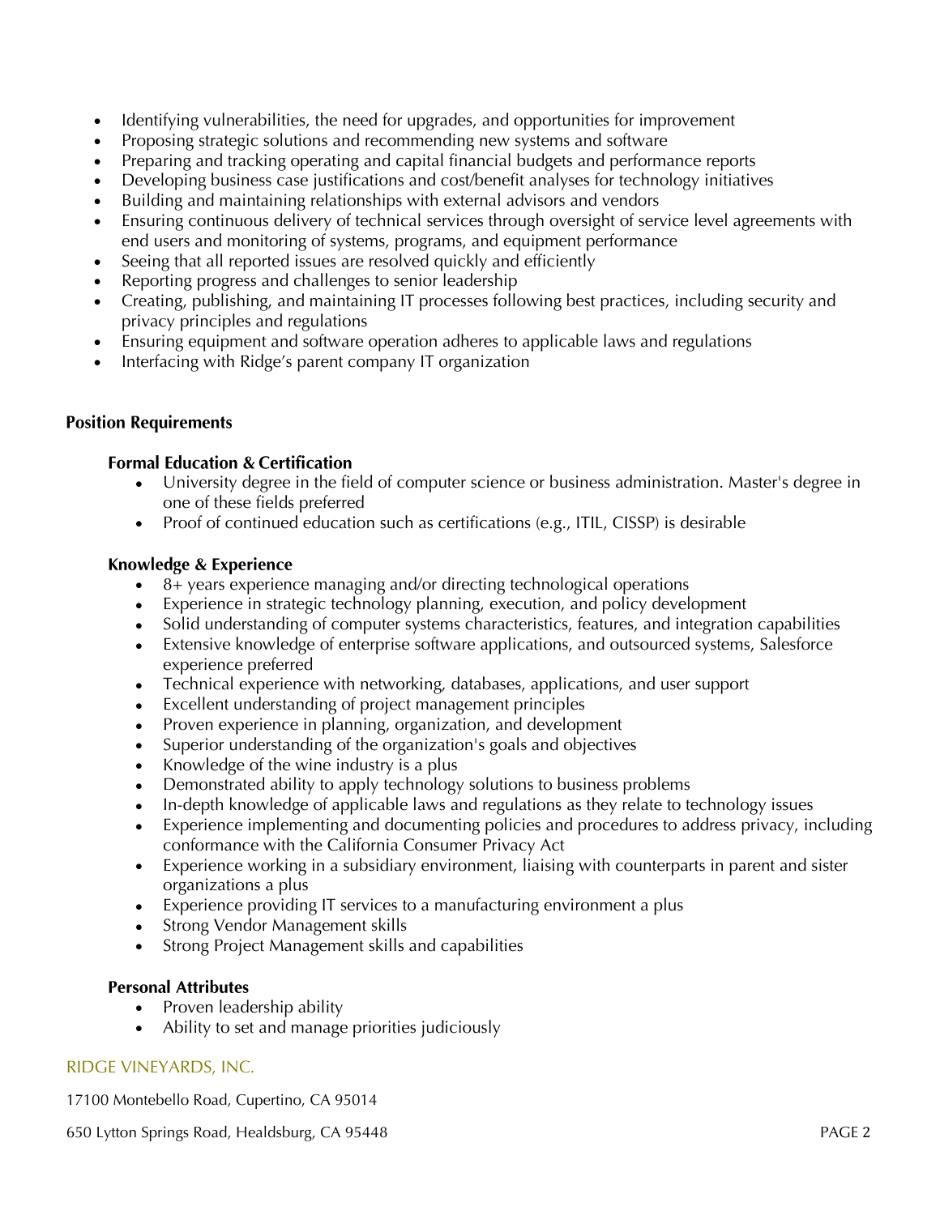- Identifying vulnerabilities, the need for upgrades, and opportunities for improvement
- Proposing strategic solutions and recommending new systems and software
- Preparing and tracking operating and capital financial budgets and performance reports
- Developing business case justifications and cost/benefit analyses for technology initiatives
- Building and maintaining relationships with external advisors and vendors
- Ensuring continuous delivery of technical services through oversight of service level agreements with end users and monitoring of systems, programs, and equipment performance
- Seeing that all reported issues are resolved quickly and efficiently
- Reporting progress and challenges to senior leadership
- Creating, publishing, and maintaining IT processes following best practices, including security and privacy principles and regulations
- Ensuring equipment and software operation adheres to applicable laws and regulations
- Interfacing with Ridge's parent company IT organization

**Position Requirements**

**Formal Education & Certification**

- University degree in the field of computer science or business administration. Master's degree in one of these fields preferred
- Proof of continued education such as certifications (e.g., ITIL, CISSP) is desirable

**Knowledge & Experience**

- 8+ years experience managing and/or directing technological operations
- Experience in strategic technology planning, execution, and policy development
- Solid understanding of computer systems characteristics, features, and integration capabilities
- Extensive knowledge of enterprise software applications, and outsourced systems, Salesforce experience preferred
- Technical experience with networking, databases, applications, and user support
- Excellent understanding of project management principles
- Proven experience in planning, organization, and development
- Superior understanding of the organization's goals and objectives
- Knowledge of the wine industry is a plus
- Demonstrated ability to apply technology solutions to business problems
- In-depth knowledge of applicable laws and regulations as they relate to technology issues
- Experience implementing and documenting policies and procedures to address privacy, including conformance with the California Consumer Privacy Act
- Experience working in a subsidiary environment, liaising with counterparts in parent and sister organizations a plus
- Experience providing IT services to a manufacturing environment a plus
- Strong Vendor Management skills
- Strong Project Management skills and capabilities

**Personal Attributes**

- Proven leadership ability
- Ability to set and manage priorities judiciously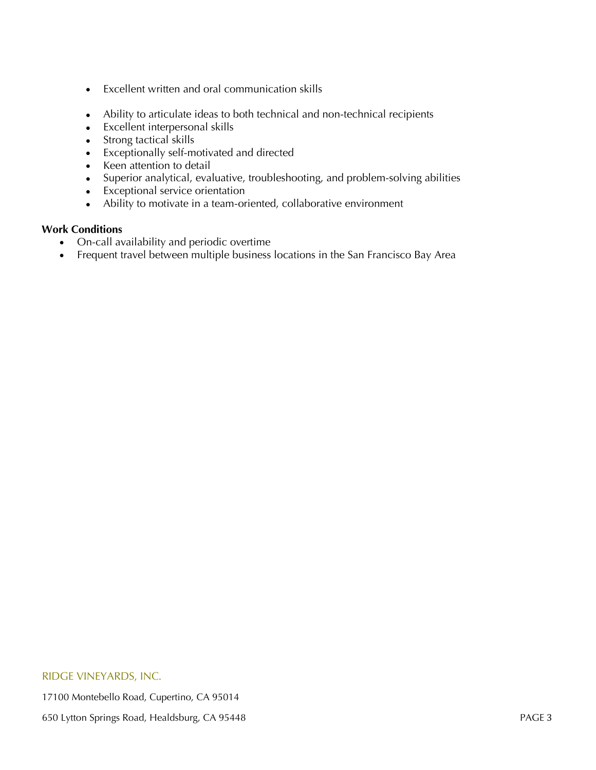- Excellent written and oral communication skills
- Ability to articulate ideas to both technical and non-technical recipients
- Excellent interpersonal skills
- Strong tactical skills
- Exceptionally self-motivated and directed
- Keen attention to detail
- Superior analytical, evaluative, troubleshooting, and problem-solving abilities
- Exceptional service orientation
- Ability to motivate in a team-oriented, collaborative environment

**Work Conditions**

- On-call availability and periodic overtime
- Frequent travel between multiple business locations in the San Francisco Bay Area